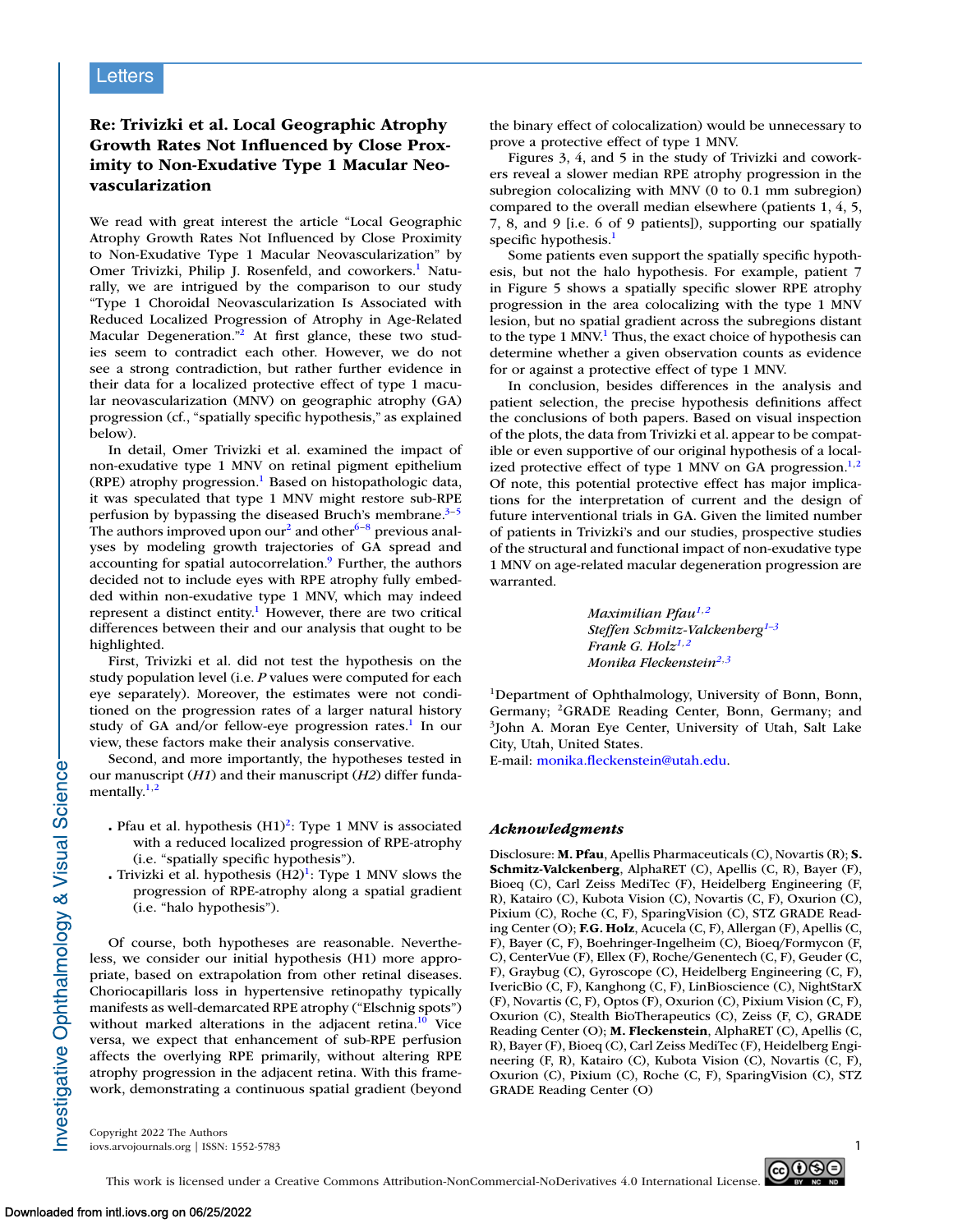Letters

# Re: Trivizki et al. Local Geographic Atrophy Growth Rates Not Influenced by Close Proximity to Non-Exudative Type 1 Macular Neovascularization

We read with great interest the article "Local Geographic Atrophy Growth Rates Not Influenced by Close Proximity to Non-Exudative Type 1 Macular Neovascularization" by Omer Trivizki, Philip J. Rosenfeld, and coworkers.[1] Naturally, we are intrigued by the comparison to our study "Type 1 Choroidal Neovascularization Is Associated with Reduced Localized Progression of Atrophy in Age-Related Macular Degeneration."[2] At first glance, these two studies seem to contradict each other. However, we do not see a strong contradiction, but rather further evidence in their data for a localized protective effect of type 1 macular neovascularization (MNV) on geographic atrophy (GA) progression (cf., "spatially specific hypothesis," as explained below).

In detail, Omer Trivizki et al. examined the impact of non-exudative type 1 MNV on retinal pigment epithelium (RPE) atrophy progression.[1] Based on histopathologic data, it was speculated that type 1 MNV might restore sub-RPE perfusion by bypassing the diseased Bruch's membrane.[3–5] The authors improved upon our[2] and other[6–8] previous analyses by modeling growth trajectories of GA spread and accounting for spatial autocorrelation.[9] Further, the authors decided not to include eyes with RPE atrophy fully embedded within non-exudative type 1 MNV, which may indeed represent a distinct entity.[1] However, there are two critical differences between their and our analysis that ought to be highlighted.

First, Trivizki et al. did not test the hypothesis on the study population level (i.e. *P* values were computed for each eye separately). Moreover, the estimates were not conditioned on the progression rates of a larger natural history study of GA and/or fellow-eye progression rates.[1] In our view, these factors make their analysis conservative.

Second, and more importantly, the hypotheses tested in our manuscript (*H1*) and their manuscript (*H2*) differ fundamentally.[1,2]

- Pfau et al. hypothesis (H1)[2]: Type 1 MNV is associated with a reduced localized progression of RPE-atrophy (i.e. "spatially specific hypothesis").
- Trivizki et al. hypothesis (H2)[1]: Type 1 MNV slows the progression of RPE-atrophy along a spatial gradient (i.e. "halo hypothesis").

Of course, both hypotheses are reasonable. Nevertheless, we consider our initial hypothesis (H1) more appropriate, based on extrapolation from other retinal diseases. Choriocapillaris loss in hypertensive retinopathy typically manifests as well-demarcated RPE atrophy ("Elschnig spots") without marked alterations in the adjacent retina.[10] Vice versa, we expect that enhancement of sub-RPE perfusion affects the overlying RPE primarily, without altering RPE atrophy progression in the adjacent retina. With this framework, demonstrating a continuous spatial gradient (beyond the binary effect of colocalization) would be unnecessary to prove a protective effect of type 1 MNV.

Figures 3, 4, and 5 in the study of Trivizki and coworkers reveal a slower median RPE atrophy progression in the subregion colocalizing with MNV (0 to 0.1 mm subregion) compared to the overall median elsewhere (patients 1, 4, 5, 7, 8, and 9 [i.e. 6 of 9 patients]), supporting our spatially specific hypothesis.[1]

Some patients even support the spatially specific hypothesis, but not the halo hypothesis. For example, patient 7 in Figure 5 shows a spatially specific slower RPE atrophy progression in the area colocalizing with the type 1 MNV lesion, but no spatial gradient across the subregions distant to the type 1 MNV.[1] Thus, the exact choice of hypothesis can determine whether a given observation counts as evidence for or against a protective effect of type 1 MNV.

In conclusion, besides differences in the analysis and patient selection, the precise hypothesis definitions affect the conclusions of both papers. Based on visual inspection of the plots, the data from Trivizki et al. appear to be compatible or even supportive of our original hypothesis of a localized protective effect of type 1 MNV on GA progression.[1,2] Of note, this potential protective effect has major implications for the interpretation of current and the design of future interventional trials in GA. Given the limited number of patients in Trivizki's and our studies, prospective studies of the structural and functional impact of non-exudative type 1 MNV on age-related macular degeneration progression are warranted.

*Maximilian Pfau*[1,2]
*Steffen Schmitz-Valckenberg*[1–3]
*Frank G. Holz*[1,2]
*Monika Fleckenstein*[2,3]

[1]Department of Ophthalmology, University of Bonn, Bonn, Germany; [2]GRADE Reading Center, Bonn, Germany; and [3]John A. Moran Eye Center, University of Utah, Salt Lake City, Utah, United States.
E-mail: monika.fleckenstein@utah.edu.

## Acknowledgments

Disclosure: **M. Pfau**, Apellis Pharmaceuticals (C), Novartis (R); **S. Schmitz-Valckenberg**, AlphaRET (C), Apellis (C, R), Bayer (F), Bioeq (C), Carl Zeiss MediTec (F), Heidelberg Engineering (F, R), Katairo (C), Kubota Vision (C), Novartis (C, F), Oxurion (C), Pixium (C), Roche (C, F), SparingVision (C), STZ GRADE Reading Center (O); **F.G. Holz**, Acucela (C, F), Allergan (F), Apellis (C, F), Bayer (C, F), Boehringer-Ingelheim (C), Bioeq/Formycon (F, C), CenterVue (F), Ellex (F), Roche/Genentech (C, F), Geuder (C, F), Graybug (C), Gyroscope (C), Heidelberg Engineering (C, F), IvericBio (C, F), Kanghong (C, F), LinBioscience (C), NightStarX (F), Novartis (C, F), Optos (F), Oxurion (C), Pixium Vision (C, F), Oxurion (C), Stealth BioTherapeutics (C), Zeiss (F, C), GRADE Reading Center (O); **M. Fleckenstein**, AlphaRET (C), Apellis (C, R), Bayer (F), Bioeq (C), Carl Zeiss MediTec (F), Heidelberg Engineering (F, R), Katairo (C), Kubota Vision (C), Novartis (C, F), Oxurion (C), Pixium (C), Roche (C, F), SparingVision (C), STZ GRADE Reading Center (O)

Copyright 2022 The Authors
iovs.arvojournals.org | ISSN: 1552-5783

This work is licensed under a Creative Commons Attribution-NonCommercial-NoDerivatives 4.0 International License.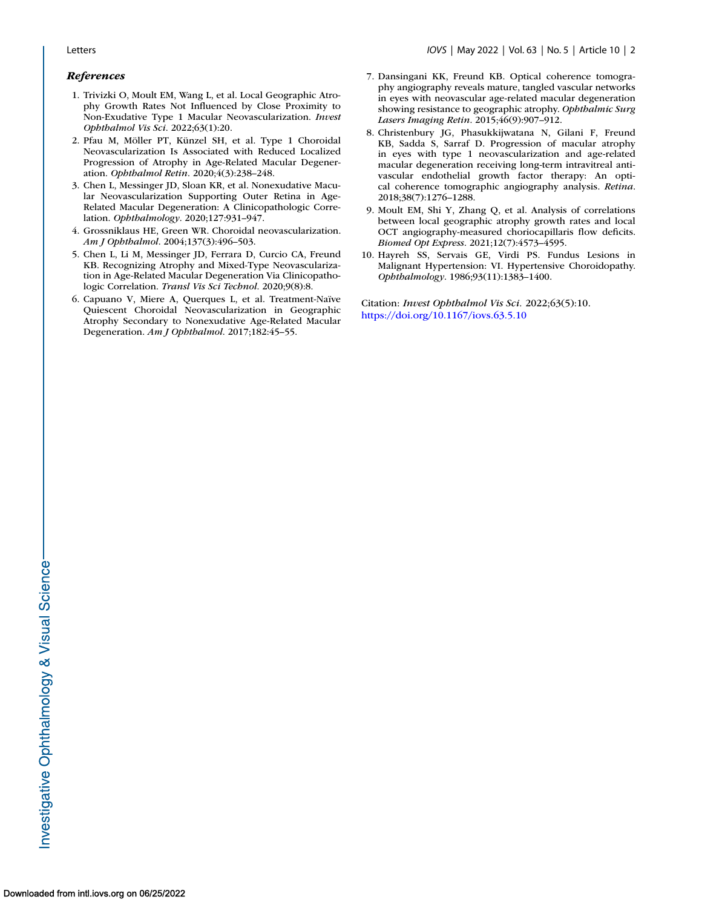### *References*

1. Trivizki O, Moult EM, Wang L, et al. Local Geographic Atrophy Growth Rates Not Influenced by Close Proximity to Non-Exudative Type 1 Macular Neovascularization. *Invest Ophthalmol Vis Sci*. 2022;63(1):20.
2. Pfau M, Möller PT, Künzel SH, et al. Type 1 Choroidal Neovascularization Is Associated with Reduced Localized Progression of Atrophy in Age-Related Macular Degeneration. *Ophthalmol Retin*. 2020;4(3):238–248.
3. Chen L, Messinger JD, Sloan KR, et al. Nonexudative Macular Neovascularization Supporting Outer Retina in Age-Related Macular Degeneration: A Clinicopathologic Correlation. *Ophthalmology*. 2020;127:931–947.
4. Grossniklaus HE, Green WR. Choroidal neovascularization. *Am J Ophthalmol*. 2004;137(3):496–503.
5. Chen L, Li M, Messinger JD, Ferrara D, Curcio CA, Freund KB. Recognizing Atrophy and Mixed-Type Neovascularization in Age-Related Macular Degeneration Via Clinicopathologic Correlation. *Transl Vis Sci Technol*. 2020;9(8):8.
6. Capuano V, Miere A, Querques L, et al. Treatment-Naïve Quiescent Choroidal Neovascularization in Geographic Atrophy Secondary to Nonexudative Age-Related Macular Degeneration. *Am J Ophthalmol*. 2017;182:45–55.
7. Dansingani KK, Freund KB. Optical coherence tomography angiography reveals mature, tangled vascular networks in eyes with neovascular age-related macular degeneration showing resistance to geographic atrophy. *Ophthalmic Surg Lasers Imaging Retin*. 2015;46(9):907–912.
8. Christenbury JG, Phasukkijwatana N, Gilani F, Freund KB, Sadda S, Sarraf D. Progression of macular atrophy in eyes with type 1 neovascularization and age-related macular degeneration receiving long-term intravitreal anti-vascular endothelial growth factor therapy: An optical coherence tomographic angiography analysis. *Retina*. 2018;38(7):1276–1288.
9. Moult EM, Shi Y, Zhang Q, et al. Analysis of correlations between local geographic atrophy growth rates and local OCT angiography-measured choriocapillaris flow deficits. *Biomed Opt Express*. 2021;12(7):4573–4595.
10. Hayreh SS, Servais GE, Virdi PS. Fundus Lesions in Malignant Hypertension: VI. Hypertensive Choroidopathy. *Ophthalmology*. 1986;93(11):1383–1400.

Citation: *Invest Ophthalmol Vis Sci.* 2022;63(5):10. https://doi.org/10.1167/iovs.63.5.10